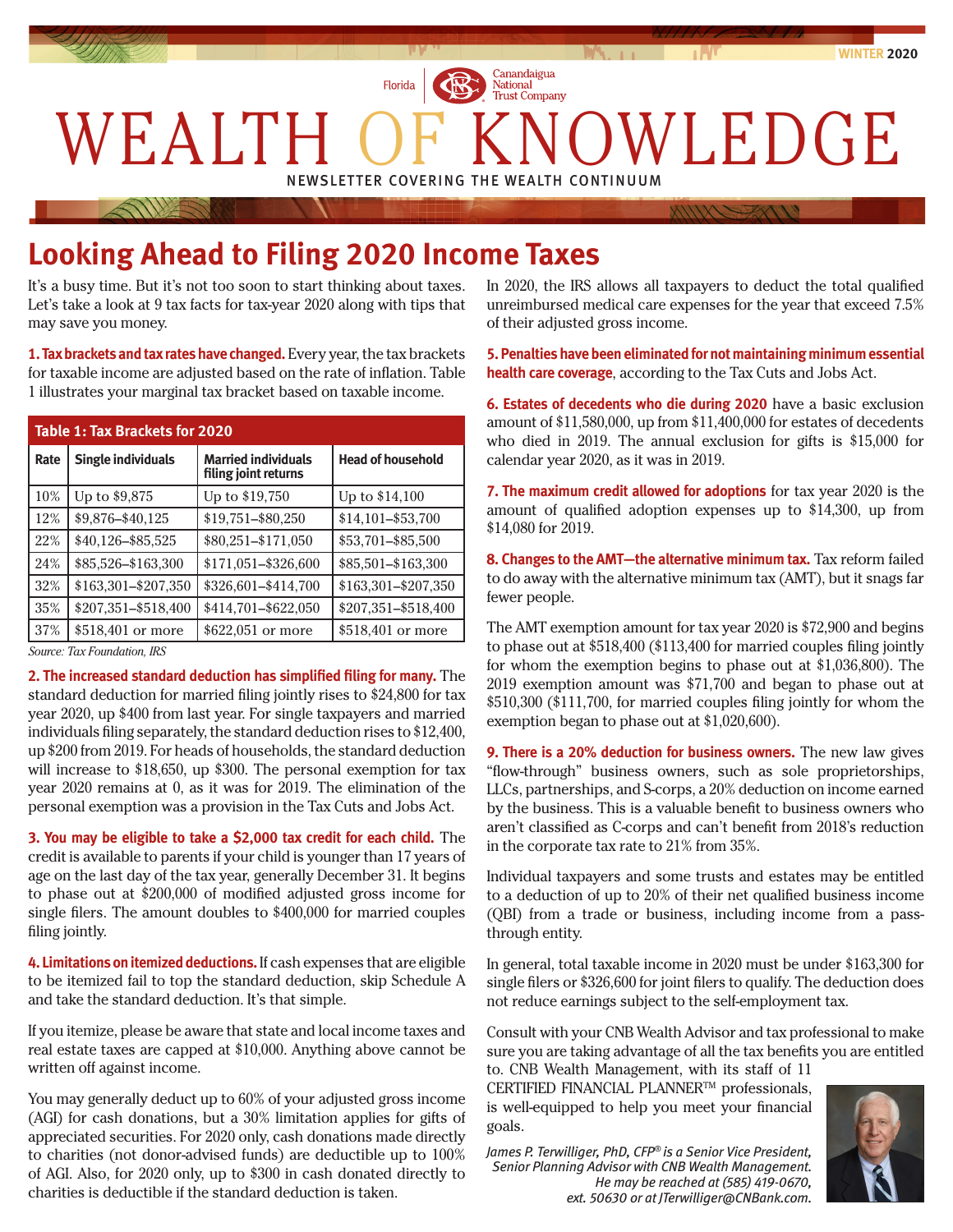WINTER 2020

Florida | Canandaigua National Trust Company

# WEALTH OF KNOWLEDGE

NEWSLETTER COVERING THE WEALTH CONTINUUM

## Looking Ahead to Filing 2020 Income Taxes

It's a busy time. But it's not too soon to start thinking about taxes. Let's take a look at 9 tax facts for tax-year 2020 along with tips that may save you money.

**1. Tax brackets and tax rates have changed.** Every year, the tax brackets for taxable income are adjusted based on the rate of inflation. Table 1 illustrates your marginal tax bracket based on taxable income.

**Table 1: Tax Brackets for 2020**

| Rate | Single individuals | Married individuals filing joint returns | Head of household |
|---|---|---|---|
| 10% | Up to $9,875 | Up to $19,750 | Up to $14,100 |
| 12% | $9,876–$40,125 | $19,751–$80,250 | $14,101–$53,700 |
| 22% | $40,126–$85,525 | $80,251–$171,050 | $53,701–$85,500 |
| 24% | $85,526–$163,300 | $171,051–$326,600 | $85,501–$163,300 |
| 32% | $163,301–$207,350 | $326,601–$414,700 | $163,301–$207,350 |
| 35% | $207,351–$518,400 | $414,701–$622,050 | $207,351–$518,400 |
| 37% | $518,401 or more | $622,051 or more | $518,401 or more |

*Source: Tax Foundation, IRS*

**2. The increased standard deduction has simplified filing for many.** The standard deduction for married filing jointly rises to $24,800 for tax year 2020, up $400 from last year. For single taxpayers and married individuals filing separately, the standard deduction rises to $12,400, up $200 from 2019. For heads of households, the standard deduction will increase to $18,650, up $300. The personal exemption for tax year 2020 remains at 0, as it was for 2019. The elimination of the personal exemption was a provision in the Tax Cuts and Jobs Act.

**3. You may be eligible to take a $2,000 tax credit for each child.** The credit is available to parents if your child is younger than 17 years of age on the last day of the tax year, generally December 31. It begins to phase out at $200,000 of modified adjusted gross income for single filers. The amount doubles to $400,000 for married couples filing jointly.

**4. Limitations on itemized deductions.** If cash expenses that are eligible to be itemized fail to top the standard deduction, skip Schedule A and take the standard deduction. It's that simple.

If you itemize, please be aware that state and local income taxes and real estate taxes are capped at $10,000. Anything above cannot be written off against income.

You may generally deduct up to 60% of your adjusted gross income (AGI) for cash donations, but a 30% limitation applies for gifts of appreciated securities. For 2020 only, cash donations made directly to charities (not donor-advised funds) are deductible up to 100% of AGI. Also, for 2020 only, up to $300 in cash donated directly to charities is deductible if the standard deduction is taken.

In 2020, the IRS allows all taxpayers to deduct the total qualified unreimbursed medical care expenses for the year that exceed 7.5% of their adjusted gross income.

**5. Penalties have been eliminated for not maintaining minimum essential health care coverage**, according to the Tax Cuts and Jobs Act.

**6. Estates of decedents who die during 2020** have a basic exclusion amount of $11,580,000, up from $11,400,000 for estates of decedents who died in 2019. The annual exclusion for gifts is $15,000 for calendar year 2020, as it was in 2019.

**7. The maximum credit allowed for adoptions** for tax year 2020 is the amount of qualified adoption expenses up to $14,300, up from $14,080 for 2019.

**8. Changes to the AMT—the alternative minimum tax.** Tax reform failed to do away with the alternative minimum tax (AMT), but it snags far fewer people.

The AMT exemption amount for tax year 2020 is $72,900 and begins to phase out at $518,400 ($113,400 for married couples filing jointly for whom the exemption begins to phase out at $1,036,800). The 2019 exemption amount was $71,700 and began to phase out at $510,300 ($111,700, for married couples filing jointly for whom the exemption began to phase out at $1,020,600).

**9. There is a 20% deduction for business owners.** The new law gives "flow-through" business owners, such as sole proprietorships, LLCs, partnerships, and S-corps, a 20% deduction on income earned by the business. This is a valuable benefit to business owners who aren't classified as C-corps and can't benefit from 2018's reduction in the corporate tax rate to 21% from 35%.

Individual taxpayers and some trusts and estates may be entitled to a deduction of up to 20% of their net qualified business income (QBI) from a trade or business, including income from a pass-through entity.

In general, total taxable income in 2020 must be under $163,300 for single filers or $326,600 for joint filers to qualify. The deduction does not reduce earnings subject to the self-employment tax.

Consult with your CNB Wealth Advisor and tax professional to make sure you are taking advantage of all the tax benefits you are entitled to. CNB Wealth Management, with its staff of 11 CERTIFIED FINANCIAL PLANNER™ professionals, is well-equipped to help you meet your financial goals.

*James P. Terwilliger, PhD, CFP® is a Senior Vice President, Senior Planning Advisor with CNB Wealth Management. He may be reached at (585) 419-0670, ext. 50630 or at JTerwilliger@CNBank.com.*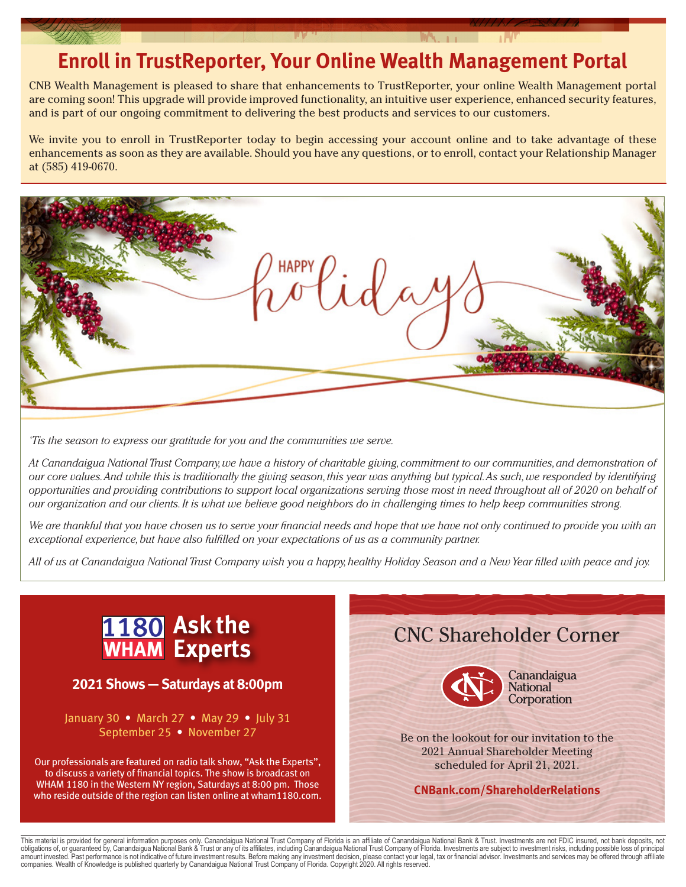# Enroll in TrustReporter, Your Online Wealth Management Portal

CNB Wealth Management is pleased to share that enhancements to TrustReporter, your online Wealth Management portal are coming soon! This upgrade will provide improved functionality, an intuitive user experience, enhanced security features, and is part of our ongoing commitment to delivering the best products and services to our customers.

We invite you to enroll in TrustReporter today to begin accessing your account online and to take advantage of these enhancements as soon as they are available. Should you have any questions, or to enroll, contact your Relationship Manager at (585) 419-0670.

HAPPY holidays

*'Tis the season to express our gratitude for you and the communities we serve.*

*At Canandaigua National Trust Company, we have a history of charitable giving, commitment to our communities, and demonstration of our core values. And while this is traditionally the giving season, this year was anything but typical. As such, we responded by identifying opportunities and providing contributions to support local organizations serving those most in need throughout all of 2020 on behalf of our organization and our clients. It is what we believe good neighbors do in challenging times to help keep communities strong.*

*We are thankful that you have chosen us to serve your financial needs and hope that we have not only continued to provide you with an exceptional experience, but have also fulfilled on your expectations of us as a community partner.*

*All of us at Canandaigua National Trust Company wish you a happy, healthy Holiday Season and a New Year filled with peace and joy.*

## 1180 WHAM Ask the Experts

**2021 Shows — Saturdays at 8:00pm**

January 30 • March 27 • May 29 • July 31
September 25 • November 27

Our professionals are featured on radio talk show, "Ask the Experts", to discuss a variety of financial topics. The show is broadcast on WHAM 1180 in the Western NY region, Saturdays at 8:00 pm. Those who reside outside of the region can listen online at wham1180.com.

## CNC Shareholder Corner

Canandaigua National Corporation

Be on the lookout for our invitation to the 2021 Annual Shareholder Meeting scheduled for April 21, 2021.

**CNBank.com/ShareholderRelations**

This material is provided for general information purposes only. Canandaigua National Trust Company of Florida is an affiliate of Canandaigua National Bank & Trust. Investments are not FDIC insured, not bank deposits, not obligations of, or guaranteed by, Canandaigua National Bank & Trust or any of its affiliates, including Canandaigua National Trust Company of Florida. Investments are subject to investment risks, including possible loss of principal amount invested. Past performance is not indicative of future investment results. Before making any investment decision, please contact your legal, tax or financial advisor. Investments and services may be offered through affiliate companies. Wealth of Knowledge is published quarterly by Canandaigua National Trust Company of Florida. Copyright 2020. All rights reserved.